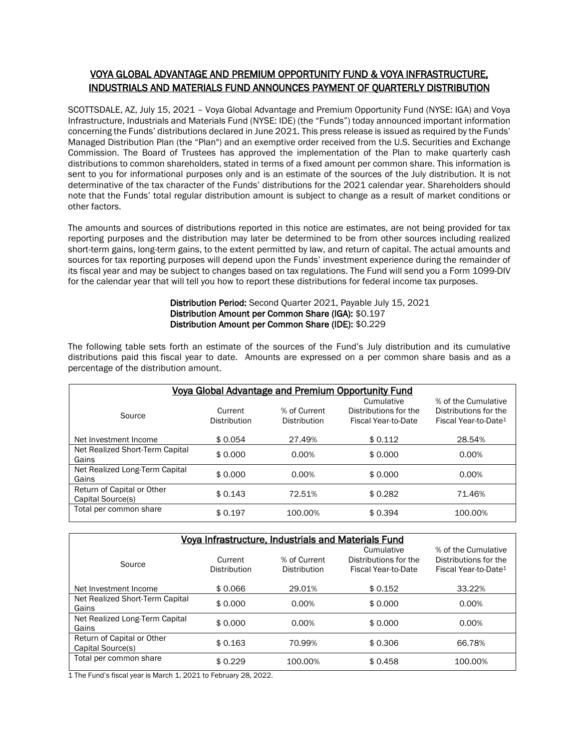# VOYA GLOBAL ADVANTAGE AND PREMIUM OPPORTUNITY FUND & VOYA INFRASTRUCTURE, INDUSTRIALS AND MATERIALS FUND ANNOUNCES PAYMENT OF QUARTERLY DISTRIBUTION

SCOTTSDALE, AZ, July 15, 2021 – Voya Global Advantage and Premium Opportunity Fund (NYSE: IGA) and Voya Infrastructure, Industrials and Materials Fund (NYSE: IDE) (the "Funds") today announced important information concerning the Funds' distributions declared in June 2021. This press release is issued as required by the Funds' Managed Distribution Plan (the "Plan") and an exemptive order received from the U.S. Securities and Exchange Commission. The Board of Trustees has approved the implementation of the Plan to make quarterly cash distributions to common shareholders, stated in terms of a fixed amount per common share. This information is sent to you for informational purposes only and is an estimate of the sources of the July distribution. It is not determinative of the tax character of the Funds' distributions for the 2021 calendar year. Shareholders should note that the Funds' total regular distribution amount is subject to change as a result of market conditions or other factors.

The amounts and sources of distributions reported in this notice are estimates, are not being provided for tax reporting purposes and the distribution may later be determined to be from other sources including realized short-term gains, long-term gains, to the extent permitted by law, and return of capital. The actual amounts and sources for tax reporting purposes will depend upon the Funds' investment experience during the remainder of its fiscal year and may be subject to changes based on tax regulations. The Fund will send you a Form 1099-DIV for the calendar year that will tell you how to report these distributions for federal income tax purposes.

**Distribution Period:** Second Quarter 2021, Payable July 15, 2021
**Distribution Amount per Common Share (IGA):** $0.197
**Distribution Amount per Common Share (IDE):** $0.229

The following table sets forth an estimate of the sources of the Fund's July distribution and its cumulative distributions paid this fiscal year to date. Amounts are expressed on a per common share basis and as a percentage of the distribution amount.

**Voya Global Advantage and Premium Opportunity Fund**

| Source | Current Distribution | % of Current Distribution | Cumulative Distributions for the Fiscal Year-to-Date | % of the Cumulative Distributions for the Fiscal Year-to-Date[1] |
|---|---|---|---|---|
| Net Investment Income | $ 0.054 | 27.49% | $ 0.112 | 28.54% |
| Net Realized Short-Term Capital Gains | $ 0.000 | 0.00% | $ 0.000 | 0.00% |
| Net Realized Long-Term Capital Gains | $ 0.000 | 0.00% | $ 0.000 | 0.00% |
| Return of Capital or Other Capital Source(s) | $ 0.143 | 72.51% | $ 0.282 | 71.46% |
| Total per common share | $ 0.197 | 100.00% | $ 0.394 | 100.00% |

**Voya Infrastructure, Industrials and Materials Fund**

| Source | Current Distribution | % of Current Distribution | Cumulative Distributions for the Fiscal Year-to-Date | % of the Cumulative Distributions for the Fiscal Year-to-Date[1] |
|---|---|---|---|---|
| Net Investment Income | $ 0.066 | 29.01% | $ 0.152 | 33.22% |
| Net Realized Short-Term Capital Gains | $ 0.000 | 0.00% | $ 0.000 | 0.00% |
| Net Realized Long-Term Capital Gains | $ 0.000 | 0.00% | $ 0.000 | 0.00% |
| Return of Capital or Other Capital Source(s) | $ 0.163 | 70.99% | $ 0.306 | 66.78% |
| Total per common share | $ 0.229 | 100.00% | $ 0.458 | 100.00% |

1 The Fund's fiscal year is March 1, 2021 to February 28, 2022.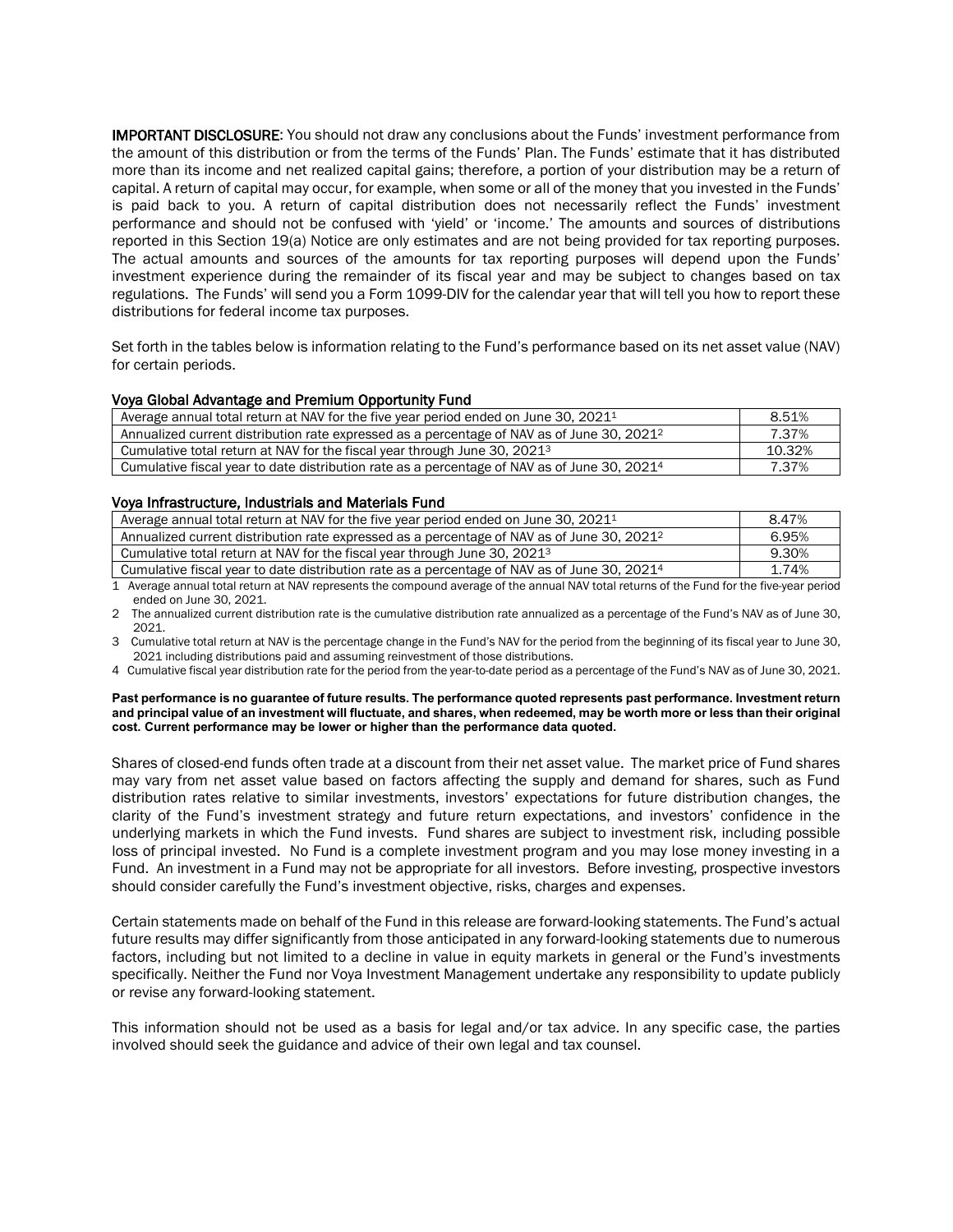**IMPORTANT DISCLOSURE**: You should not draw any conclusions about the Funds' investment performance from the amount of this distribution or from the terms of the Funds' Plan. The Funds' estimate that it has distributed more than its income and net realized capital gains; therefore, a portion of your distribution may be a return of capital. A return of capital may occur, for example, when some or all of the money that you invested in the Funds' is paid back to you. A return of capital distribution does not necessarily reflect the Funds' investment performance and should not be confused with 'yield' or 'income.' The amounts and sources of distributions reported in this Section 19(a) Notice are only estimates and are not being provided for tax reporting purposes. The actual amounts and sources of the amounts for tax reporting purposes will depend upon the Funds' investment experience during the remainder of its fiscal year and may be subject to changes based on tax regulations. The Funds' will send you a Form 1099-DIV for the calendar year that will tell you how to report these distributions for federal income tax purposes.

Set forth in the tables below is information relating to the Fund's performance based on its net asset value (NAV) for certain periods.

Voya Global Advantage and Premium Opportunity Fund

| | |
|---|---|
| Average annual total return at NAV for the five year period ended on June 30, 2021[1] | 8.51% |
| Annualized current distribution rate expressed as a percentage of NAV as of June 30, 2021[2] | 7.37% |
| Cumulative total return at NAV for the fiscal year through June 30, 2021[3] | 10.32% |
| Cumulative fiscal year to date distribution rate as a percentage of NAV as of June 30, 2021[4] | 7.37% |

Voya Infrastructure, Industrials and Materials Fund

| | |
|---|---|
| Average annual total return at NAV for the five year period ended on June 30, 2021[1] | 8.47% |
| Annualized current distribution rate expressed as a percentage of NAV as of June 30, 2021[2] | 6.95% |
| Cumulative total return at NAV for the fiscal year through June 30, 2021[3] | 9.30% |
| Cumulative fiscal year to date distribution rate as a percentage of NAV as of June 30, 2021[4] | 1.74% |

1 Average annual total return at NAV represents the compound average of the annual NAV total returns of the Fund for the five-year period ended on June 30, 2021.

2 The annualized current distribution rate is the cumulative distribution rate annualized as a percentage of the Fund's NAV as of June 30, 2021.

3 Cumulative total return at NAV is the percentage change in the Fund's NAV for the period from the beginning of its fiscal year to June 30, 2021 including distributions paid and assuming reinvestment of those distributions.

4 Cumulative fiscal year distribution rate for the period from the year-to-date period as a percentage of the Fund's NAV as of June 30, 2021.

**Past performance is no guarantee of future results. The performance quoted represents past performance. Investment return and principal value of an investment will fluctuate, and shares, when redeemed, may be worth more or less than their original cost. Current performance may be lower or higher than the performance data quoted.**

Shares of closed-end funds often trade at a discount from their net asset value. The market price of Fund shares may vary from net asset value based on factors affecting the supply and demand for shares, such as Fund distribution rates relative to similar investments, investors' expectations for future distribution changes, the clarity of the Fund's investment strategy and future return expectations, and investors' confidence in the underlying markets in which the Fund invests. Fund shares are subject to investment risk, including possible loss of principal invested. No Fund is a complete investment program and you may lose money investing in a Fund. An investment in a Fund may not be appropriate for all investors. Before investing, prospective investors should consider carefully the Fund's investment objective, risks, charges and expenses.

Certain statements made on behalf of the Fund in this release are forward-looking statements. The Fund's actual future results may differ significantly from those anticipated in any forward-looking statements due to numerous factors, including but not limited to a decline in value in equity markets in general or the Fund's investments specifically. Neither the Fund nor Voya Investment Management undertake any responsibility to update publicly or revise any forward-looking statement.

This information should not be used as a basis for legal and/or tax advice. In any specific case, the parties involved should seek the guidance and advice of their own legal and tax counsel.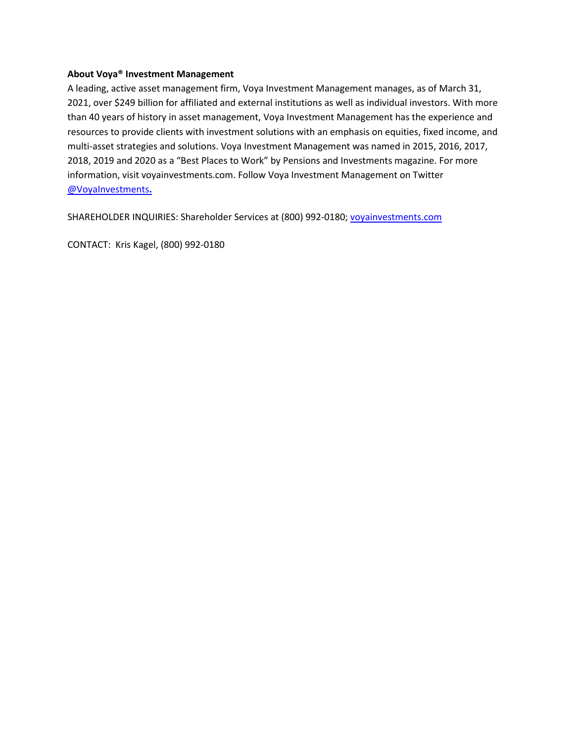**About Voya® Investment Management**

A leading, active asset management firm, Voya Investment Management manages, as of March 31, 2021, over $249 billion for affiliated and external institutions as well as individual investors. With more than 40 years of history in asset management, Voya Investment Management has the experience and resources to provide clients with investment solutions with an emphasis on equities, fixed income, and multi-asset strategies and solutions. Voya Investment Management was named in 2015, 2016, 2017, 2018, 2019 and 2020 as a "Best Places to Work" by Pensions and Investments magazine. For more information, visit voyainvestments.com. Follow Voya Investment Management on Twitter @VoyaInvestments.

SHAREHOLDER INQUIRIES: Shareholder Services at (800) 992-0180; voyainvestments.com

CONTACT: Kris Kagel, (800) 992-0180